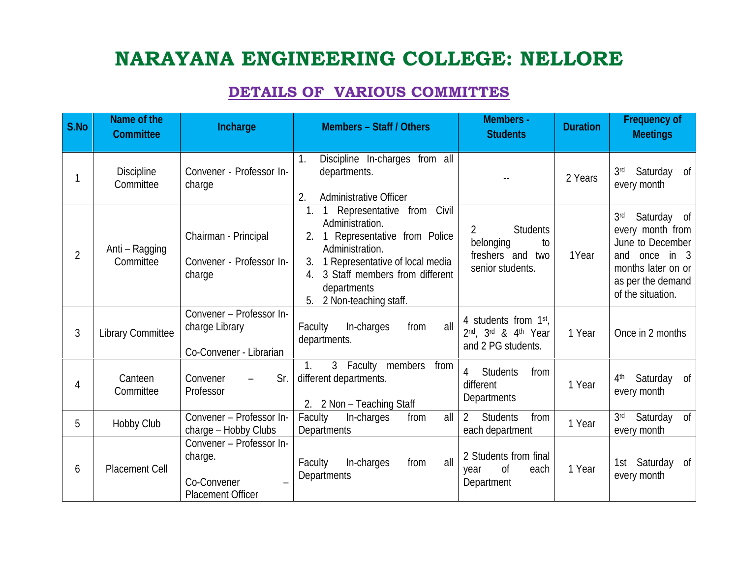# NARAYANA ENGINEERING COLLEGE: NELLORE

## DETAILS OF VARIOUS COMMITTES

| S.No | Name of the Committee | Incharge | Members – Staff / Others | Members - Students | Duration | Frequency of Meetings |
|---|---|---|---|---|---|---|
| 1 | Discipline Committee | Convener - Professor In-charge | 1. Discipline In-charges from all departments.<br>2. Administrative Officer | -- | 2 Years | 3rd Saturday of every month |
| 2 | Anti – Ragging Committee | Chairman - Principal<br>Convener - Professor In-charge | 1. 1 Representative from Civil Administration.<br>2. 1 Representative from Police Administration.<br>3. 1 Representative of local media<br>4. 3 Staff members from different departments<br>5. 2 Non-teaching staff. | 2 Students belonging to freshers and two senior students. | 1Year | 3rd Saturday of every month from June to December and once in 3 months later on or as per the demand of the situation. |
| 3 | Library Committee | Convener – Professor In-charge Library<br>Co-Convener - Librarian | Faculty In-charges from all departments. | 4 students from 1st, 2nd, 3rd & 4th Year and 2 PG students. | 1 Year | Once in 2 months |
| 4 | Canteen Committee | Convener – Sr. Professor | 1. 3 Faculty members from different departments.<br>2. 2 Non – Teaching Staff | 4 Students from different Departments | 1 Year | 4th Saturday of every month |
| 5 | Hobby Club | Convener – Professor In-charge – Hobby Clubs | Faculty In-charges from all Departments | 2 Students from each department | 1 Year | 3rd Saturday of every month |
| 6 | Placement Cell | Convener – Professor In-charge.<br>Co-Convener – Placement Officer | Faculty In-charges from all Departments | 2 Students from final year of each Department | 1 Year | 1st Saturday of every month |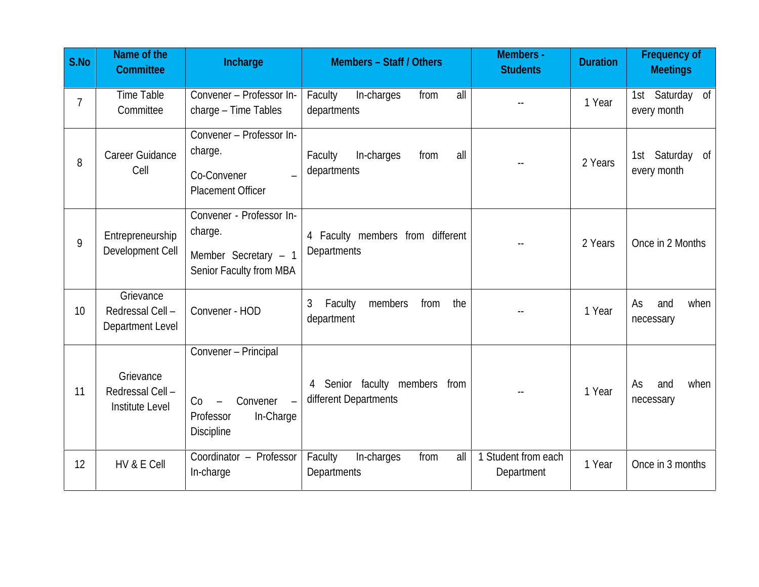| S.No | Name of the Committee | Incharge | Members – Staff / Others | Members - Students | Duration | Frequency of Meetings |
|---|---|---|---|---|---|---|
| 7 | Time Table Committee | Convener – Professor In-charge – Time Tables | Faculty In-charges from all departments | -- | 1 Year | 1st Saturday of every month |
| 8 | Career Guidance Cell | Convener – Professor In-charge. Co-Convener – Placement Officer | Faculty In-charges from all departments | -- | 2 Years | 1st Saturday of every month |
| 9 | Entrepreneurship Development Cell | Convener - Professor In-charge. Member Secretary – 1 Senior Faculty from MBA | 4 Faculty members from different Departments | -- | 2 Years | Once in 2 Months |
| 10 | Grievance Redressal Cell – Department Level | Convener - HOD | 3 Faculty members from the department | -- | 1 Year | As and when necessary |
| 11 | Grievance Redressal Cell – Institute Level | Convener – Principal Co – Convener – Professor In-Charge Discipline | 4 Senior faculty members from different Departments | -- | 1 Year | As and when necessary |
| 12 | HV & E Cell | Coordinator – Professor In-charge | Faculty In-charges from all Departments | 1 Student from each Department | 1 Year | Once in 3 months |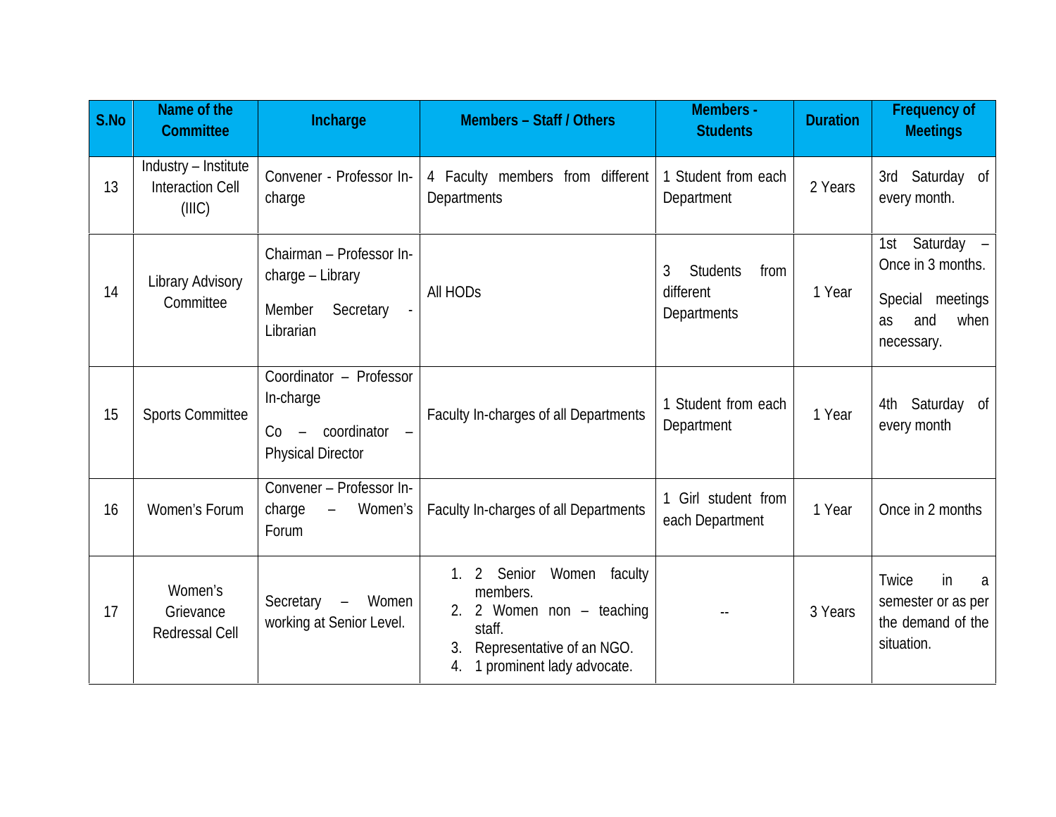| S.No | Name of the Committee | Incharge | Members – Staff / Others | Members - Students | Duration | Frequency of Meetings |
|---|---|---|---|---|---|---|
| 13 | Industry – Institute Interaction Cell (IIIC) | Convener - Professor In-charge | 4 Faculty members from different Departments | 1 Student from each Department | 2 Years | 3rd Saturday of every month. |
| 14 | Library Advisory Committee | Chairman – Professor In-charge – Library<br>Member Secretary - Librarian | All HODs | 3 Students from different Departments | 1 Year | 1st Saturday – Once in 3 months.<br>Special meetings as and when necessary. |
| 15 | Sports Committee | Coordinator – Professor In-charge<br>Co – coordinator – Physical Director | Faculty In-charges of all Departments | 1 Student from each Department | 1 Year | 4th Saturday of every month |
| 16 | Women's Forum | Convener – Professor In-charge – Women's Forum | Faculty In-charges of all Departments | 1 Girl student from each Department | 1 Year | Once in 2 months |
| 17 | Women's Grievance Redressal Cell | Secretary – Women working at Senior Level. | 1. 2 Senior Women faculty members.<br>2. 2 Women non – teaching staff.<br>3. Representative of an NGO.<br>4. 1 prominent lady advocate. | -- | 3 Years | Twice in a semester or as per the demand of the situation. |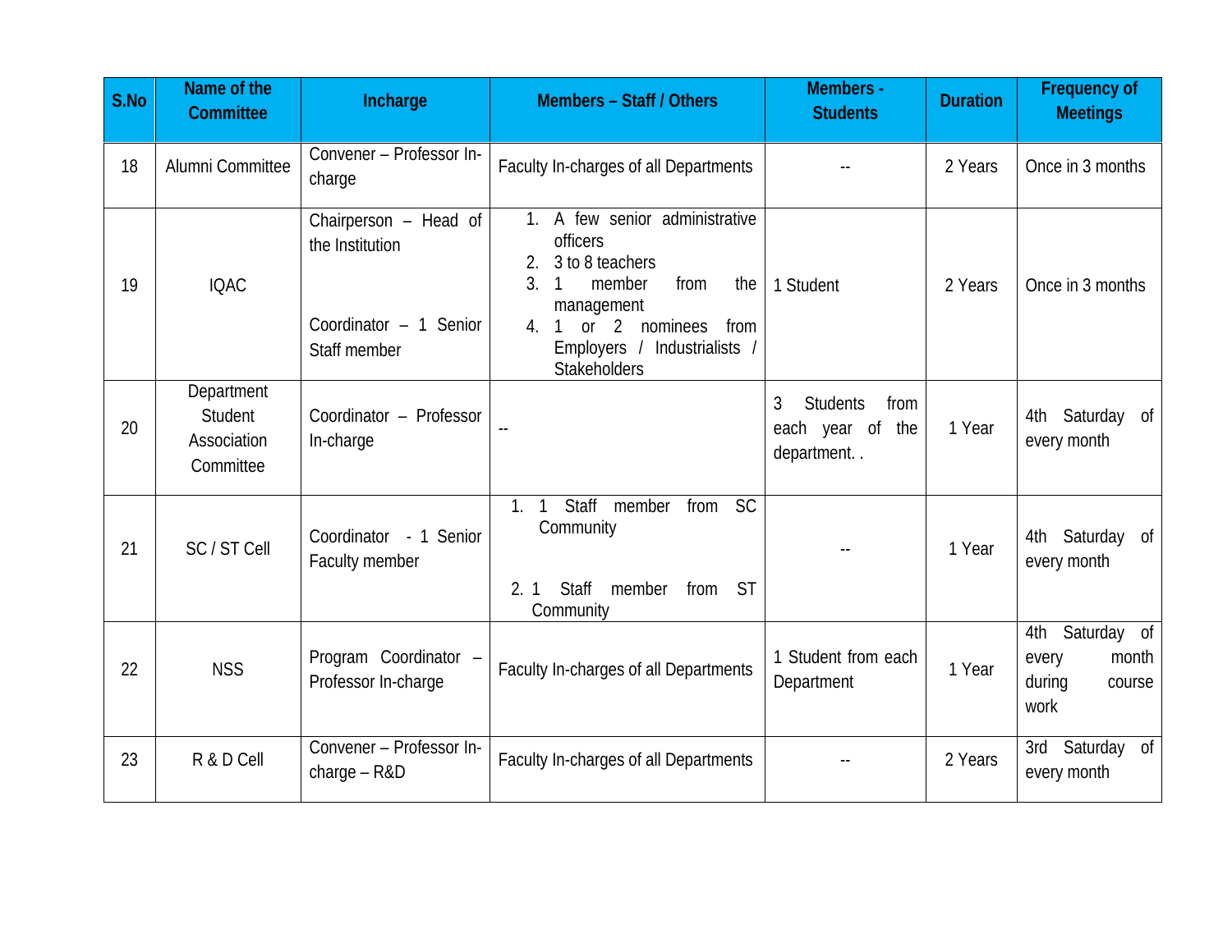| S.No | Name of the Committee | Incharge | Members – Staff / Others | Members - Students | Duration | Frequency of Meetings |
|---|---|---|---|---|---|---|
| 18 | Alumni Committee | Convener – Professor In-charge | Faculty In-charges of all Departments | -- | 2 Years | Once in 3 months |
| 19 | IQAC | Chairperson – Head of the Institution<br><br>Coordinator – 1 Senior Staff member | 1. A few senior administrative officers<br>2. 3 to 8 teachers<br>3. 1 member from the management<br>4. 1 or 2 nominees from Employers / Industrialists / Stakeholders | 1 Student | 2 Years | Once in 3 months |
| 20 | Department Student Association Committee | Coordinator – Professor In-charge | -- | 3 Students from each year of the department. . | 1 Year | 4th Saturday of every month |
| 21 | SC / ST Cell | Coordinator - 1 Senior Faculty member | 1. 1 Staff member from SC Community<br><br>2. 1 Staff member from ST Community | -- | 1 Year | 4th Saturday of every month |
| 22 | NSS | Program Coordinator – Professor In-charge | Faculty In-charges of all Departments | 1 Student from each Department | 1 Year | 4th Saturday of every month during course work |
| 23 | R & D Cell | Convener – Professor In-charge – R&D | Faculty In-charges of all Departments | -- | 2 Years | 3rd Saturday of every month |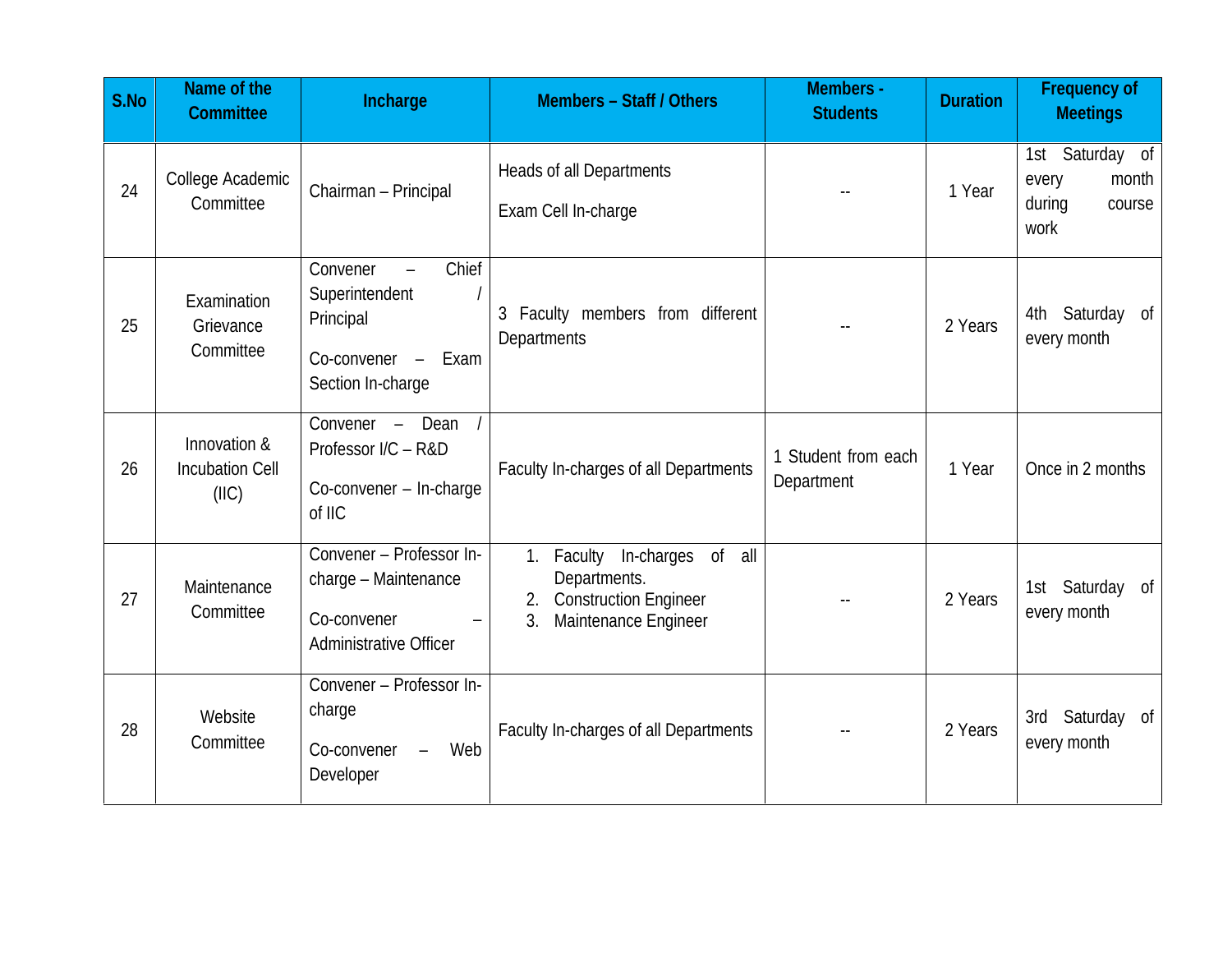| S.No | Name of the Committee | Incharge | Members – Staff / Others | Members - Students | Duration | Frequency of Meetings |
|---|---|---|---|---|---|---|
| 24 | College Academic Committee | Chairman – Principal | Heads of all Departments<br><br>Exam Cell In-charge | -- | 1 Year | 1st Saturday of every month during course work |
| 25 | Examination Grievance Committee | Convener – Chief Superintendent / Principal<br><br>Co-convener – Exam Section In-charge | 3 Faculty members from different Departments | -- | 2 Years | 4th Saturday of every month |
| 26 | Innovation & Incubation Cell (IIC) | Convener – Dean / Professor I/C – R&D<br><br>Co-convener – In-charge of IIC | Faculty In-charges of all Departments | 1 Student from each Department | 1 Year | Once in 2 months |
| 27 | Maintenance Committee | Convener – Professor In-charge – Maintenance<br><br>Co-convener – Administrative Officer | 1. Faculty In-charges of all Departments.<br>2. Construction Engineer<br>3. Maintenance Engineer | -- | 2 Years | 1st Saturday of every month |
| 28 | Website Committee | Convener – Professor In-charge<br><br>Co-convener – Web Developer | Faculty In-charges of all Departments | -- | 2 Years | 3rd Saturday of every month |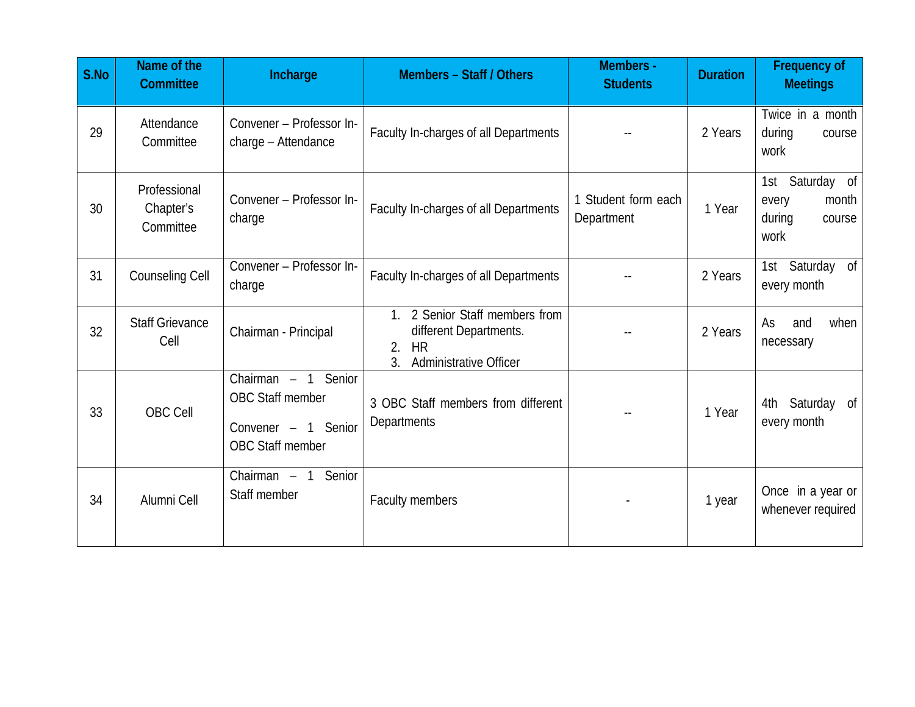| S.No | Name of the Committee | Incharge | Members – Staff / Others | Members - Students | Duration | Frequency of Meetings |
|---|---|---|---|---|---|---|
| 29 | Attendance Committee | Convener – Professor In-charge – Attendance | Faculty In-charges of all Departments | -- | 2 Years | Twice in a month during course work |
| 30 | Professional Chapter's Committee | Convener – Professor In-charge | Faculty In-charges of all Departments | 1 Student form each Department | 1 Year | 1st Saturday of every month during course work |
| 31 | Counseling Cell | Convener – Professor In-charge | Faculty In-charges of all Departments | -- | 2 Years | 1st Saturday of every month |
| 32 | Staff Grievance Cell | Chairman - Principal | 1. 2 Senior Staff members from different Departments. 2. HR 3. Administrative Officer | -- | 2 Years | As and when necessary |
| 33 | OBC Cell | Chairman – 1 Senior OBC Staff member Convener – 1 Senior OBC Staff member | 3 OBC Staff members from different Departments | -- | 1 Year | 4th Saturday of every month |
| 34 | Alumni Cell | Chairman – 1 Senior Staff member | Faculty members | - | 1 year | Once in a year or whenever required |